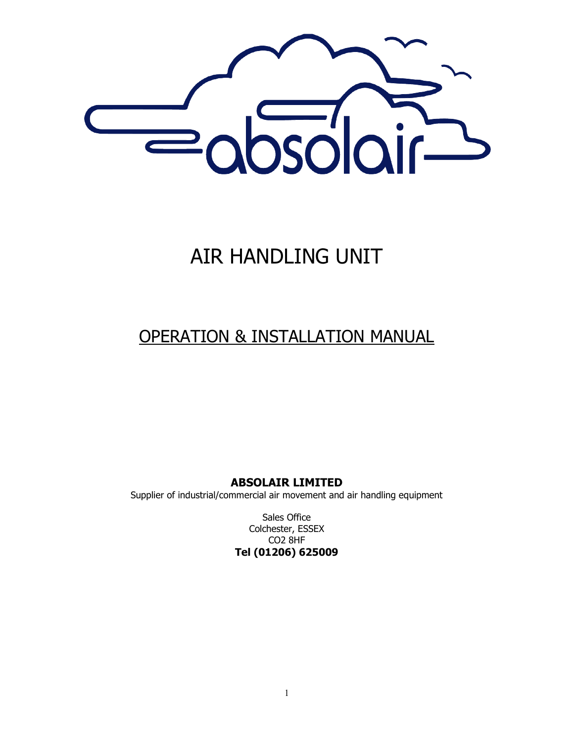# AIR HANDLING UNIT

## OPERATION & INSTALLATION MANUAL

**ABSOLAIR LIMITED**

Supplier of industrial/commercial air movement and air handling equipment

Sales Office
Colchester, ESSEX
CO2 8HF
**Tel (01206) 625009**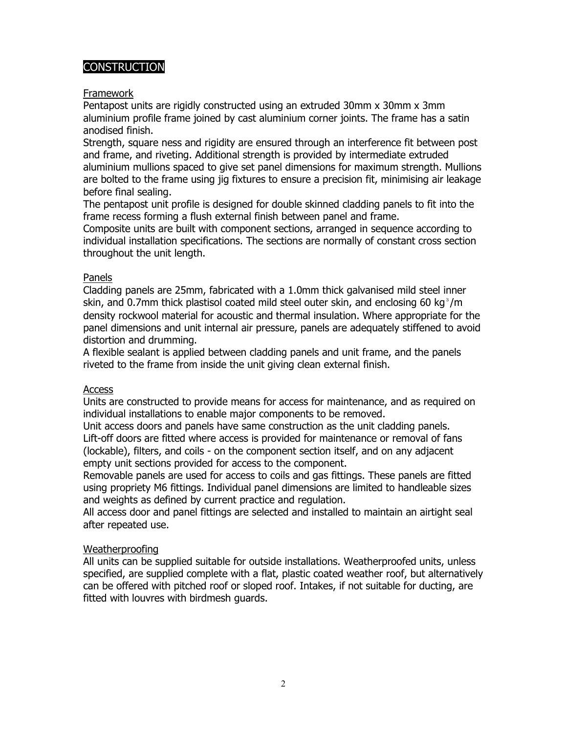# CONSTRUCTION

## Framework

Pentapost units are rigidly constructed using an extruded 30mm x 30mm x 3mm aluminium profile frame joined by cast aluminium corner joints. The frame has a satin anodised finish.

Strength, square ness and rigidity are ensured through an interference fit between post and frame, and riveting. Additional strength is provided by intermediate extruded aluminium mullions spaced to give set panel dimensions for maximum strength. Mullions are bolted to the frame using jig fixtures to ensure a precision fit, minimising air leakage before final sealing.

The pentapost unit profile is designed for double skinned cladding panels to fit into the frame recess forming a flush external finish between panel and frame.

Composite units are built with component sections, arranged in sequence according to individual installation specifications. The sections are normally of constant cross section throughout the unit length.

## Panels

Cladding panels are 25mm, fabricated with a 1.0mm thick galvanised mild steel inner skin, and 0.7mm thick plastisol coated mild steel outer skin, and enclosing 60 $kg^3/m$ density rockwool material for acoustic and thermal insulation. Where appropriate for the panel dimensions and unit internal air pressure, panels are adequately stiffened to avoid distortion and drumming.

A flexible sealant is applied between cladding panels and unit frame, and the panels riveted to the frame from inside the unit giving clean external finish.

## Access

Units are constructed to provide means for access for maintenance, and as required on individual installations to enable major components to be removed.

Unit access doors and panels have same construction as the unit cladding panels.

Lift-off doors are fitted where access is provided for maintenance or removal of fans (lockable), filters, and coils - on the component section itself, and on any adjacent empty unit sections provided for access to the component.

Removable panels are used for access to coils and gas fittings. These panels are fitted using propriety M6 fittings. Individual panel dimensions are limited to handleable sizes and weights as defined by current practice and regulation.

All access door and panel fittings are selected and installed to maintain an airtight seal after repeated use.

## Weatherproofing

All units can be supplied suitable for outside installations. Weatherproofed units, unless specified, are supplied complete with a flat, plastic coated weather roof, but alternatively can be offered with pitched roof or sloped roof. Intakes, if not suitable for ducting, are fitted with louvres with birdmesh guards.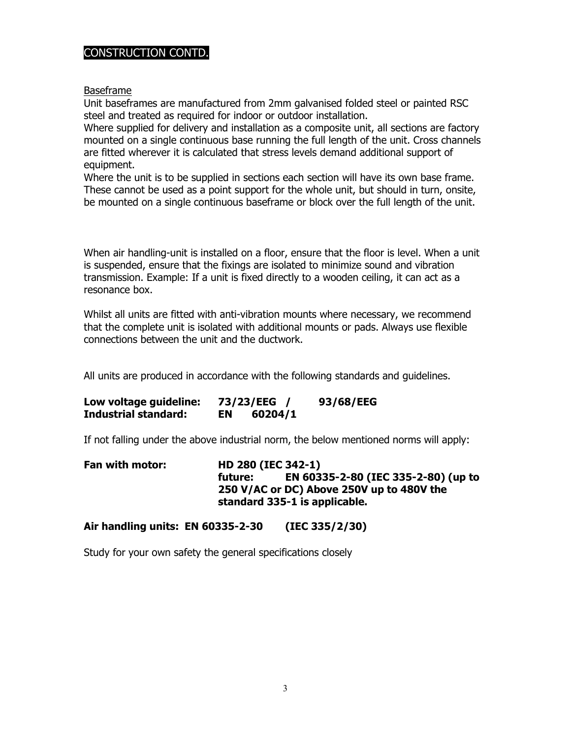## CONSTRUCTION CONTD.

Baseframe

Unit baseframes are manufactured from 2mm galvanised folded steel or painted RSC steel and treated as required for indoor or outdoor installation.

Where supplied for delivery and installation as a composite unit, all sections are factory mounted on a single continuous base running the full length of the unit. Cross channels are fitted wherever it is calculated that stress levels demand additional support of equipment.

Where the unit is to be supplied in sections each section will have its own base frame. These cannot be used as a point support for the whole unit, but should in turn, onsite, be mounted on a single continuous baseframe or block over the full length of the unit.

When air handling-unit is installed on a floor, ensure that the floor is level. When a unit is suspended, ensure that the fixings are isolated to minimize sound and vibration transmission. Example: If a unit is fixed directly to a wooden ceiling, it can act as a resonance box.

Whilst all units are fitted with anti-vibration mounts where necessary, we recommend that the complete unit is isolated with additional mounts or pads. Always use flexible connections between the unit and the ductwork.

All units are produced in accordance with the following standards and guidelines.

**Low voltage guideline: 73/23/EEG / 93/68/EEG**
**Industrial standard: EN 60204/1**

If not falling under the above industrial norm, the below mentioned norms will apply:

**Fan with motor: HD 280 (IEC 342-1)**
**future: EN 60335-2-80 (IEC 335-2-80) (up to 250 V/AC or DC) Above 250V up to 480V the standard 335-1 is applicable.**

**Air handling units: EN 60335-2-30 (IEC 335/2/30)**

Study for your own safety the general specifications closely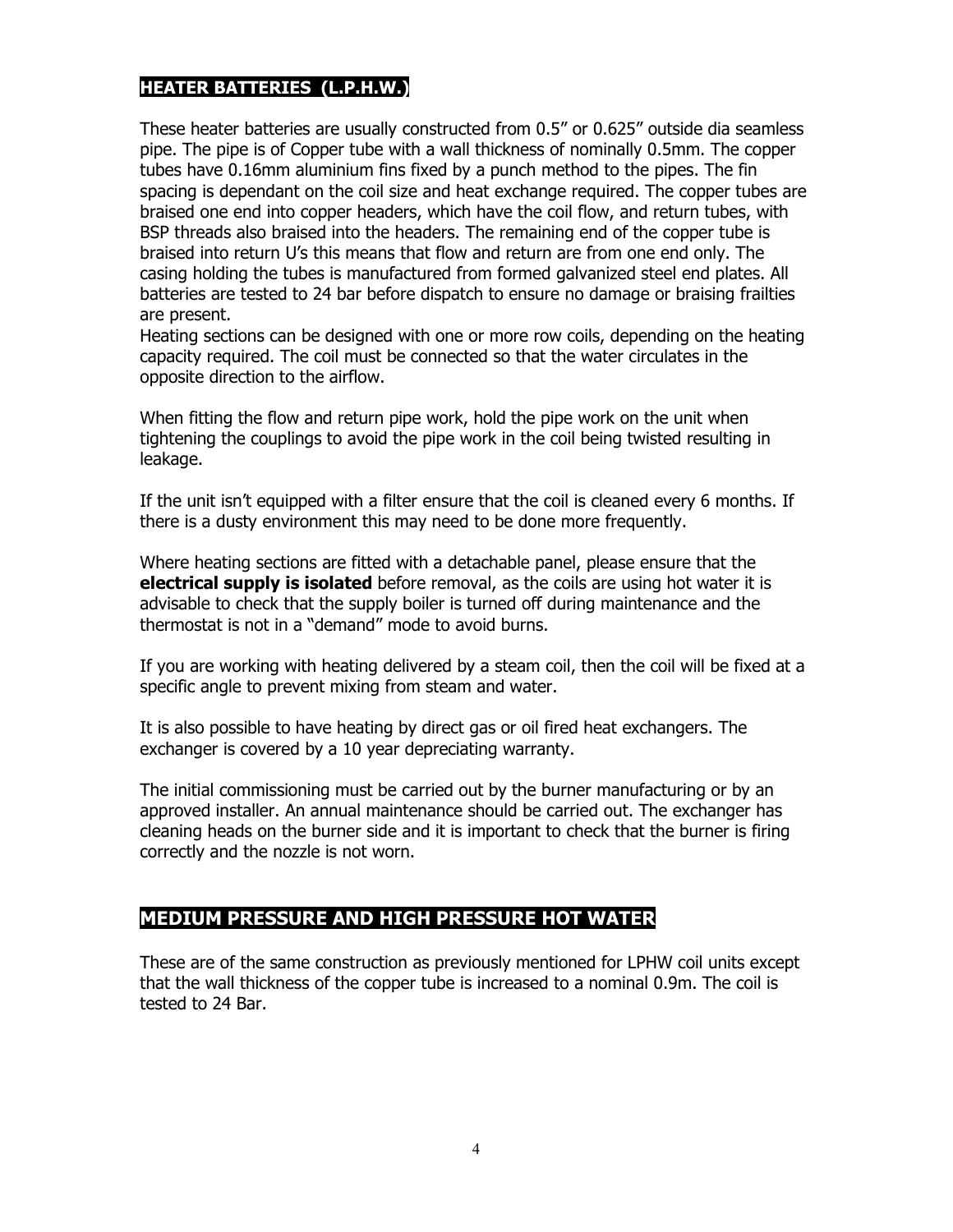## HEATER BATTERIES (L.P.H.W.)

These heater batteries are usually constructed from 0.5" or 0.625" outside dia seamless pipe. The pipe is of Copper tube with a wall thickness of nominally 0.5mm. The copper tubes have 0.16mm aluminium fins fixed by a punch method to the pipes. The fin spacing is dependant on the coil size and heat exchange required. The copper tubes are braised one end into copper headers, which have the coil flow, and return tubes, with BSP threads also braised into the headers. The remaining end of the copper tube is braised into return U's this means that flow and return are from one end only. The casing holding the tubes is manufactured from formed galvanized steel end plates. All batteries are tested to 24 bar before dispatch to ensure no damage or braising frailties are present.
Heating sections can be designed with one or more row coils, depending on the heating capacity required. The coil must be connected so that the water circulates in the opposite direction to the airflow.

When fitting the flow and return pipe work, hold the pipe work on the unit when tightening the couplings to avoid the pipe work in the coil being twisted resulting in leakage.

If the unit isn't equipped with a filter ensure that the coil is cleaned every 6 months. If there is a dusty environment this may need to be done more frequently.

Where heating sections are fitted with a detachable panel, please ensure that the **electrical supply is isolated** before removal, as the coils are using hot water it is advisable to check that the supply boiler is turned off during maintenance and the thermostat is not in a "demand" mode to avoid burns.

If you are working with heating delivered by a steam coil, then the coil will be fixed at a specific angle to prevent mixing from steam and water.

It is also possible to have heating by direct gas or oil fired heat exchangers. The exchanger is covered by a 10 year depreciating warranty.

The initial commissioning must be carried out by the burner manufacturing or by an approved installer. An annual maintenance should be carried out. The exchanger has cleaning heads on the burner side and it is important to check that the burner is firing correctly and the nozzle is not worn.

## MEDIUM PRESSURE AND HIGH PRESSURE HOT WATER

These are of the same construction as previously mentioned for LPHW coil units except that the wall thickness of the copper tube is increased to a nominal 0.9m. The coil is tested to 24 Bar.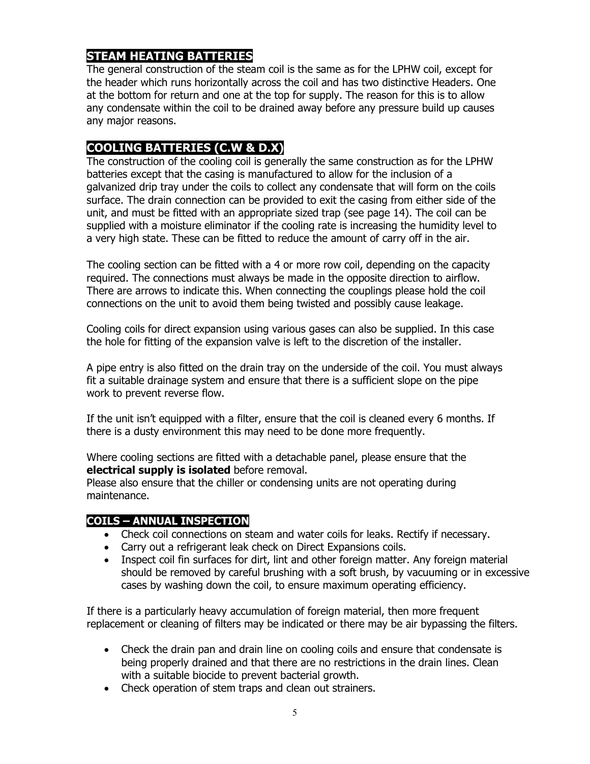## STEAM HEATING BATTERIES

The general construction of the steam coil is the same as for the LPHW coil, except for the header which runs horizontally across the coil and has two distinctive Headers. One at the bottom for return and one at the top for supply. The reason for this is to allow any condensate within the coil to be drained away before any pressure build up causes any major reasons.

## COOLING BATTERIES (C.W & D.X)

The construction of the cooling coil is generally the same construction as for the LPHW batteries except that the casing is manufactured to allow for the inclusion of a galvanized drip tray under the coils to collect any condensate that will form on the coils surface. The drain connection can be provided to exit the casing from either side of the unit, and must be fitted with an appropriate sized trap (see page 14). The coil can be supplied with a moisture eliminator if the cooling rate is increasing the humidity level to a very high state. These can be fitted to reduce the amount of carry off in the air.

The cooling section can be fitted with a 4 or more row coil, depending on the capacity required. The connections must always be made in the opposite direction to airflow. There are arrows to indicate this. When connecting the couplings please hold the coil connections on the unit to avoid them being twisted and possibly cause leakage.

Cooling coils for direct expansion using various gases can also be supplied. In this case the hole for fitting of the expansion valve is left to the discretion of the installer.

A pipe entry is also fitted on the drain tray on the underside of the coil. You must always fit a suitable drainage system and ensure that there is a sufficient slope on the pipe work to prevent reverse flow.

If the unit isn't equipped with a filter, ensure that the coil is cleaned every 6 months. If there is a dusty environment this may need to be done more frequently.

Where cooling sections are fitted with a detachable panel, please ensure that the **electrical supply is isolated** before removal.
Please also ensure that the chiller or condensing units are not operating during maintenance.

## COILS – ANNUAL INSPECTION

- Check coil connections on steam and water coils for leaks. Rectify if necessary.
- Carry out a refrigerant leak check on Direct Expansions coils.
- Inspect coil fin surfaces for dirt, lint and other foreign matter. Any foreign material should be removed by careful brushing with a soft brush, by vacuuming or in excessive cases by washing down the coil, to ensure maximum operating efficiency.

If there is a particularly heavy accumulation of foreign material, then more frequent replacement or cleaning of filters may be indicated or there may be air bypassing the filters.

- Check the drain pan and drain line on cooling coils and ensure that condensate is being properly drained and that there are no restrictions in the drain lines. Clean with a suitable biocide to prevent bacterial growth.
- Check operation of stem traps and clean out strainers.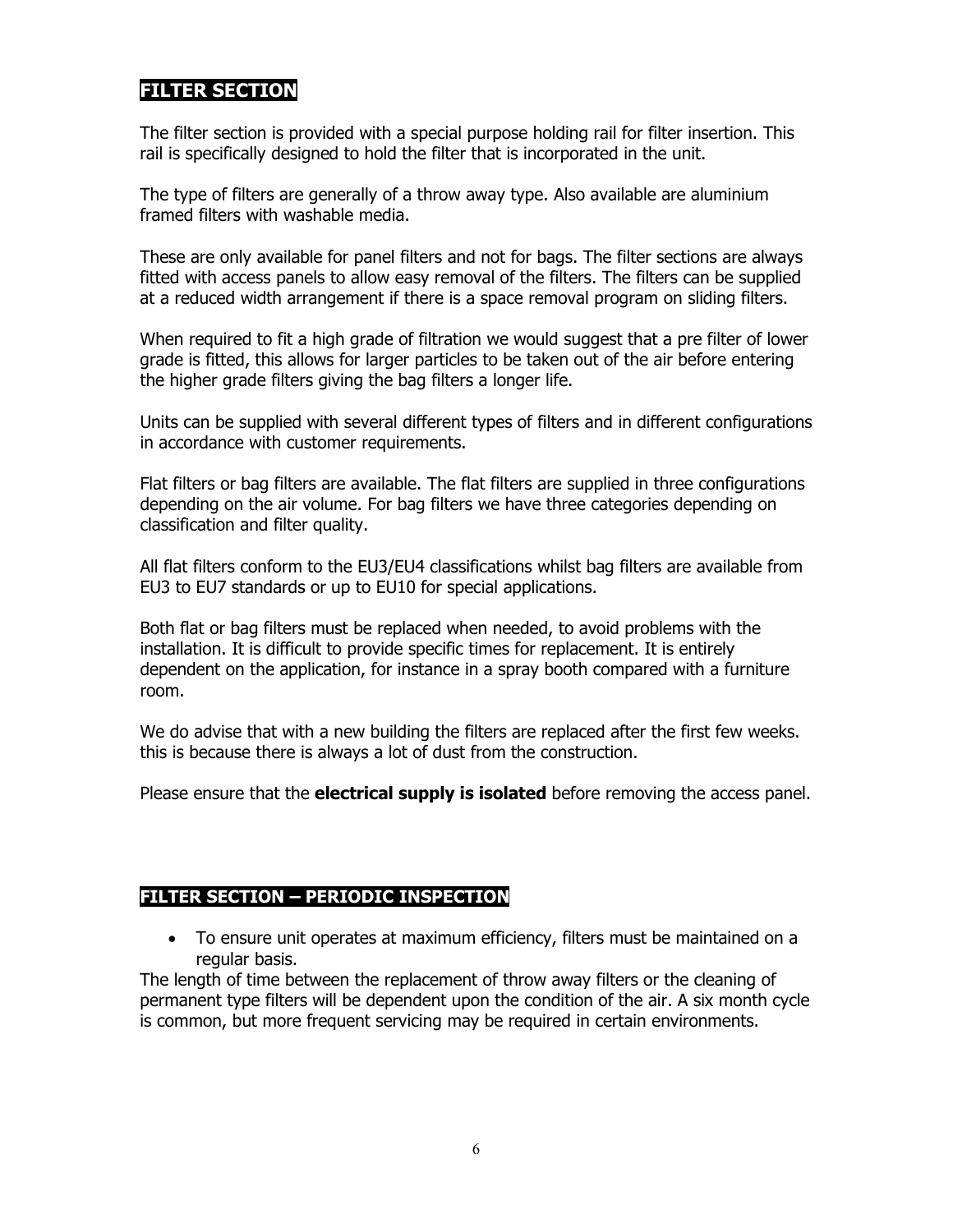## FILTER SECTION

The filter section is provided with a special purpose holding rail for filter insertion. This rail is specifically designed to hold the filter that is incorporated in the unit.

The type of filters are generally of a throw away type. Also available are aluminium framed filters with washable media.

These are only available for panel filters and not for bags. The filter sections are always fitted with access panels to allow easy removal of the filters. The filters can be supplied at a reduced width arrangement if there is a space removal program on sliding filters.

When required to fit a high grade of filtration we would suggest that a pre filter of lower grade is fitted, this allows for larger particles to be taken out of the air before entering the higher grade filters giving the bag filters a longer life.

Units can be supplied with several different types of filters and in different configurations in accordance with customer requirements.

Flat filters or bag filters are available. The flat filters are supplied in three configurations depending on the air volume. For bag filters we have three categories depending on classification and filter quality.

All flat filters conform to the EU3/EU4 classifications whilst bag filters are available from EU3 to EU7 standards or up to EU10 for special applications.

Both flat or bag filters must be replaced when needed, to avoid problems with the installation. It is difficult to provide specific times for replacement. It is entirely dependent on the application, for instance in a spray booth compared with a furniture room.

We do advise that with a new building the filters are replaced after the first few weeks. this is because there is always a lot of dust from the construction.

Please ensure that the **electrical supply is isolated** before removing the access panel.

## FILTER SECTION – PERIODIC INSPECTION

- To ensure unit operates at maximum efficiency, filters must be maintained on a regular basis.

The length of time between the replacement of throw away filters or the cleaning of permanent type filters will be dependent upon the condition of the air. A six month cycle is common, but more frequent servicing may be required in certain environments.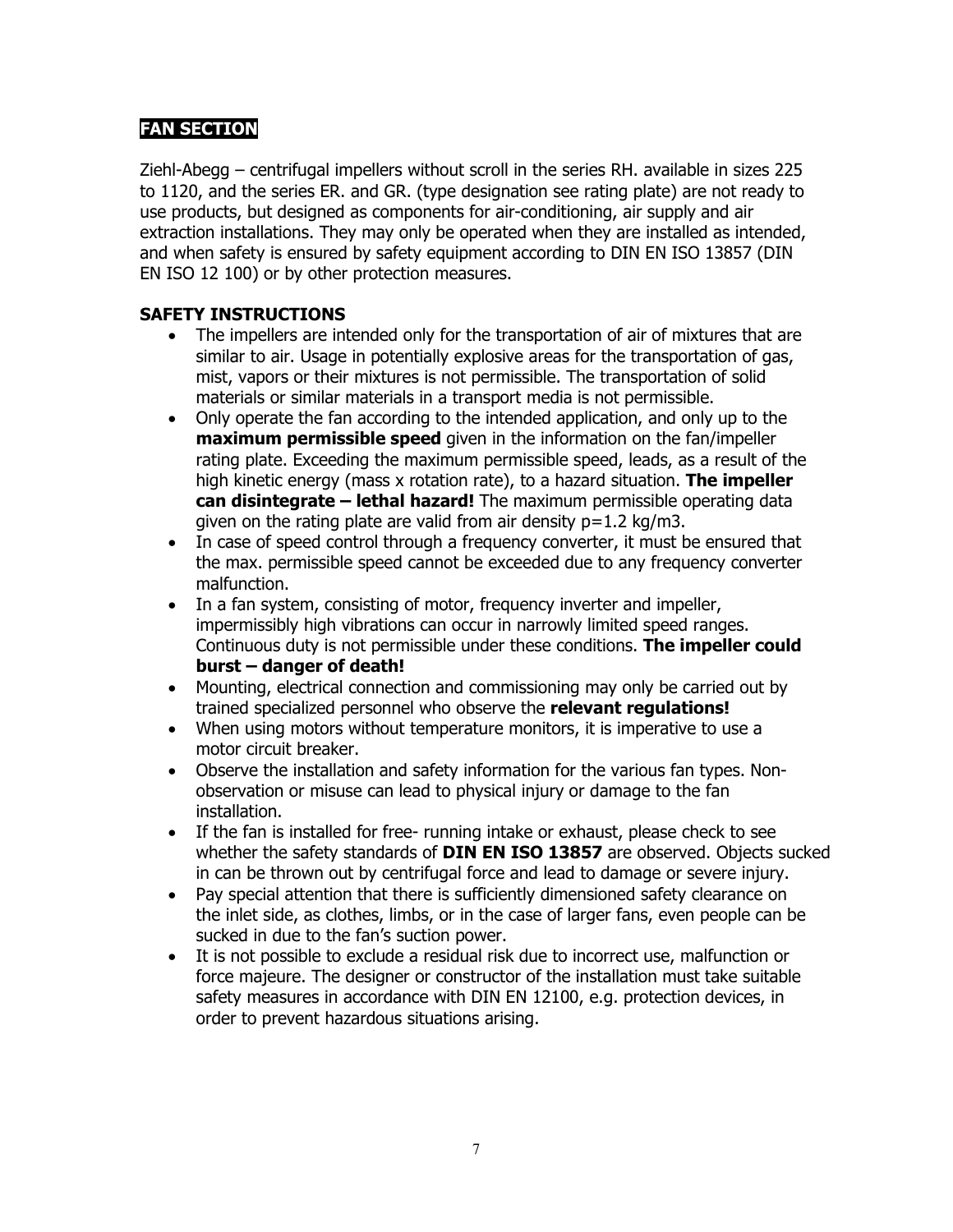## FAN SECTION

Ziehl-Abegg – centrifugal impellers without scroll in the series RH. available in sizes 225 to 1120, and the series ER. and GR. (type designation see rating plate) are not ready to use products, but designed as components for air-conditioning, air supply and air extraction installations. They may only be operated when they are installed as intended, and when safety is ensured by safety equipment according to DIN EN ISO 13857 (DIN EN ISO 12 100) or by other protection measures.

### SAFETY INSTRUCTIONS

- The impellers are intended only for the transportation of air of mixtures that are similar to air. Usage in potentially explosive areas for the transportation of gas, mist, vapors or their mixtures is not permissible. The transportation of solid materials or similar materials in a transport media is not permissible.
- Only operate the fan according to the intended application, and only up to the **maximum permissible speed** given in the information on the fan/impeller rating plate. Exceeding the maximum permissible speed, leads, as a result of the high kinetic energy (mass x rotation rate), to a hazard situation. **The impeller can disintegrate – lethal hazard!** The maximum permissible operating data given on the rating plate are valid from air density p=1.2 kg/m3.
- In case of speed control through a frequency converter, it must be ensured that the max. permissible speed cannot be exceeded due to any frequency converter malfunction.
- In a fan system, consisting of motor, frequency inverter and impeller, impermissibly high vibrations can occur in narrowly limited speed ranges. Continuous duty is not permissible under these conditions. **The impeller could burst – danger of death!**
- Mounting, electrical connection and commissioning may only be carried out by trained specialized personnel who observe the **relevant regulations!**
- When using motors without temperature monitors, it is imperative to use a motor circuit breaker.
- Observe the installation and safety information for the various fan types. Non-observation or misuse can lead to physical injury or damage to the fan installation.
- If the fan is installed for free- running intake or exhaust, please check to see whether the safety standards of **DIN EN ISO 13857** are observed. Objects sucked in can be thrown out by centrifugal force and lead to damage or severe injury.
- Pay special attention that there is sufficiently dimensioned safety clearance on the inlet side, as clothes, limbs, or in the case of larger fans, even people can be sucked in due to the fan's suction power.
- It is not possible to exclude a residual risk due to incorrect use, malfunction or force majeure. The designer or constructor of the installation must take suitable safety measures in accordance with DIN EN 12100, e.g. protection devices, in order to prevent hazardous situations arising.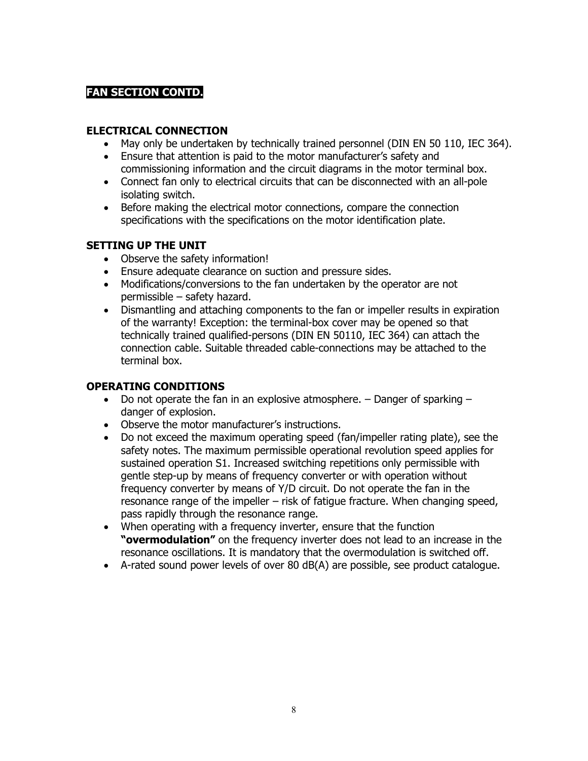**FAN SECTION CONTD.**

### ELECTRICAL CONNECTION

- May only be undertaken by technically trained personnel (DIN EN 50 110, IEC 364).
- Ensure that attention is paid to the motor manufacturer's safety and commissioning information and the circuit diagrams in the motor terminal box.
- Connect fan only to electrical circuits that can be disconnected with an all-pole isolating switch.
- Before making the electrical motor connections, compare the connection specifications with the specifications on the motor identification plate.

### SETTING UP THE UNIT

- Observe the safety information!
- Ensure adequate clearance on suction and pressure sides.
- Modifications/conversions to the fan undertaken by the operator are not permissible – safety hazard.
- Dismantling and attaching components to the fan or impeller results in expiration of the warranty! Exception: the terminal-box cover may be opened so that technically trained qualified-persons (DIN EN 50110, IEC 364) can attach the connection cable. Suitable threaded cable-connections may be attached to the terminal box.

### OPERATING CONDITIONS

- Do not operate the fan in an explosive atmosphere. – Danger of sparking – danger of explosion.
- Observe the motor manufacturer's instructions.
- Do not exceed the maximum operating speed (fan/impeller rating plate), see the safety notes. The maximum permissible operational revolution speed applies for sustained operation S1. Increased switching repetitions only permissible with gentle step-up by means of frequency converter or with operation without frequency converter by means of Y/D circuit. Do not operate the fan in the resonance range of the impeller – risk of fatigue fracture. When changing speed, pass rapidly through the resonance range.
- When operating with a frequency inverter, ensure that the function **"overmodulation"** on the frequency inverter does not lead to an increase in the resonance oscillations. It is mandatory that the overmodulation is switched off.
- A-rated sound power levels of over 80 dB(A) are possible, see product catalogue.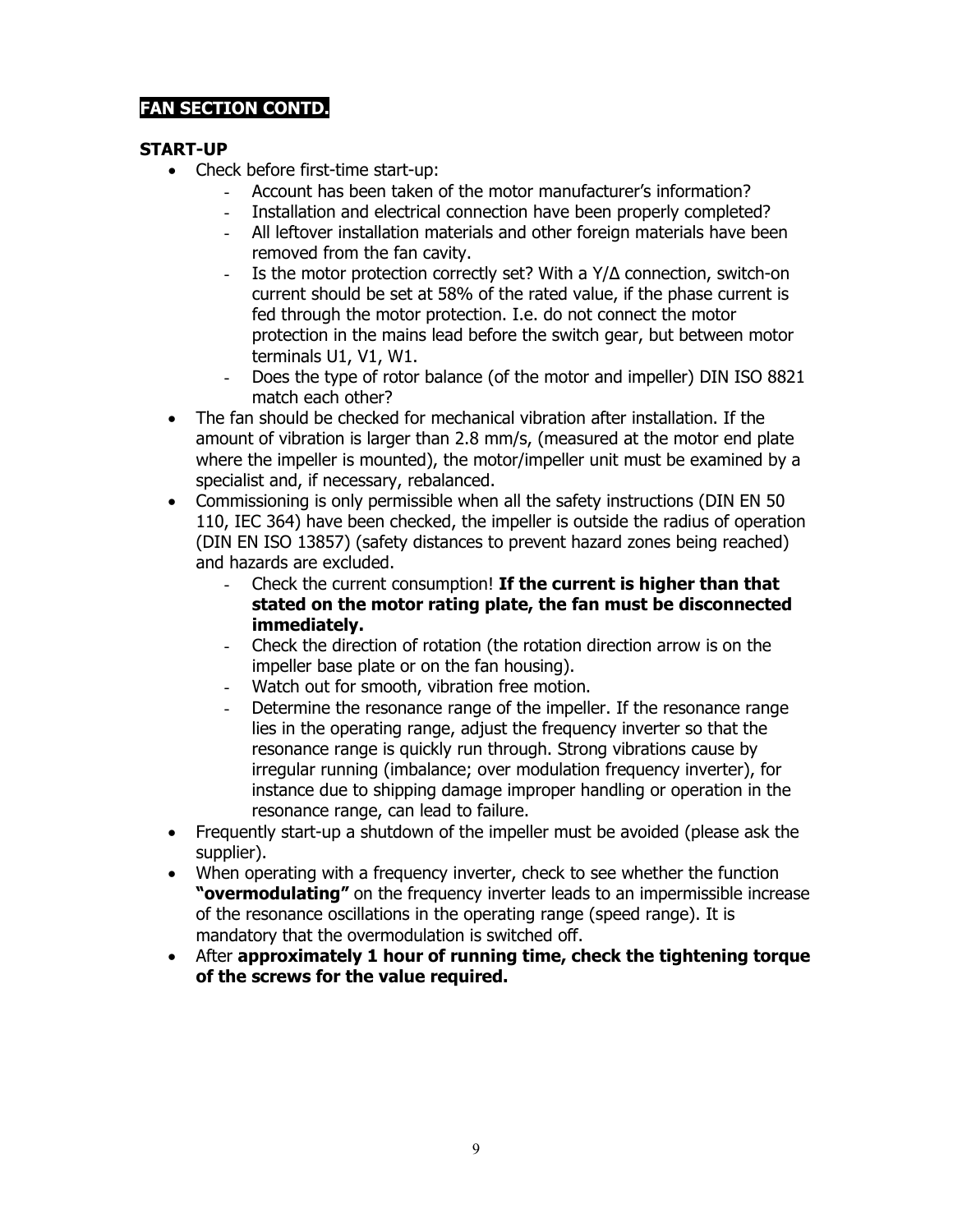**FAN SECTION CONTD.**

**START-UP**

- Check before first-time start-up:
  - Account has been taken of the motor manufacturer's information?
  - Installation and electrical connection have been properly completed?
  - All leftover installation materials and other foreign materials have been removed from the fan cavity.
  - Is the motor protection correctly set? With a Y/Δ connection, switch-on current should be set at 58% of the rated value, if the phase current is fed through the motor protection. I.e. do not connect the motor protection in the mains lead before the switch gear, but between motor terminals U1, V1, W1.
  - Does the type of rotor balance (of the motor and impeller) DIN ISO 8821 match each other?
- The fan should be checked for mechanical vibration after installation. If the amount of vibration is larger than 2.8 mm/s, (measured at the motor end plate where the impeller is mounted), the motor/impeller unit must be examined by a specialist and, if necessary, rebalanced.
- Commissioning is only permissible when all the safety instructions (DIN EN 50 110, IEC 364) have been checked, the impeller is outside the radius of operation (DIN EN ISO 13857) (safety distances to prevent hazard zones being reached) and hazards are excluded.
  - Check the current consumption! **If the current is higher than that stated on the motor rating plate, the fan must be disconnected immediately.**
  - Check the direction of rotation (the rotation direction arrow is on the impeller base plate or on the fan housing).
  - Watch out for smooth, vibration free motion.
  - Determine the resonance range of the impeller. If the resonance range lies in the operating range, adjust the frequency inverter so that the resonance range is quickly run through. Strong vibrations cause by irregular running (imbalance; over modulation frequency inverter), for instance due to shipping damage improper handling or operation in the resonance range, can lead to failure.
- Frequently start-up a shutdown of the impeller must be avoided (please ask the supplier).
- When operating with a frequency inverter, check to see whether the function **"overmodulating"** on the frequency inverter leads to an impermissible increase of the resonance oscillations in the operating range (speed range). It is mandatory that the overmodulation is switched off.
- After **approximately 1 hour of running time, check the tightening torque of the screws for the value required.**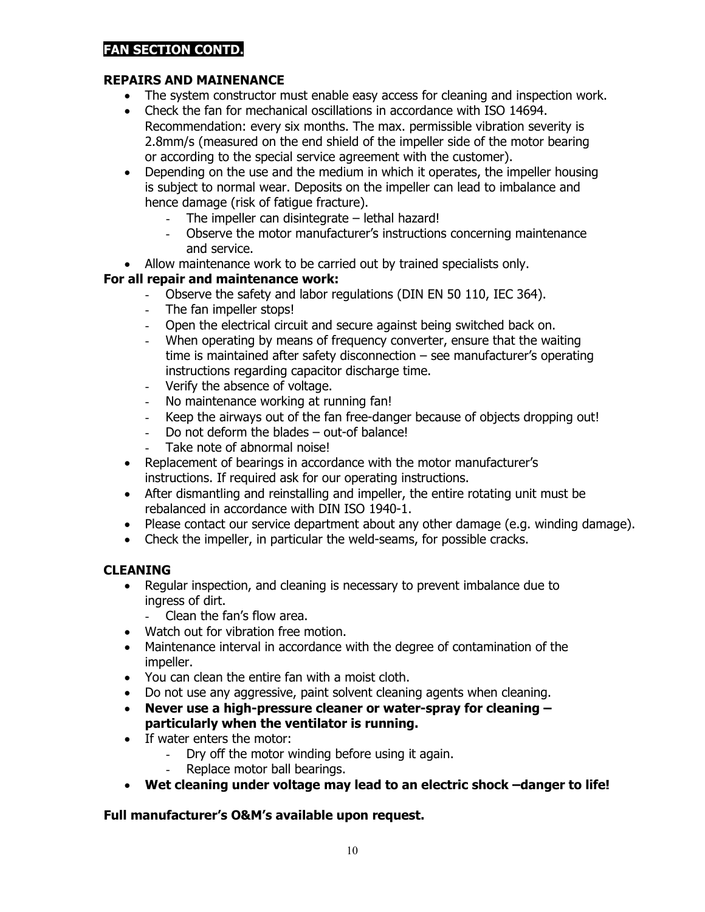**FAN SECTION CONTD.**

**REPAIRS AND MAINENANCE**

- The system constructor must enable easy access for cleaning and inspection work.
- Check the fan for mechanical oscillations in accordance with ISO 14694. Recommendation: every six months. The max. permissible vibration severity is 2.8mm/s (measured on the end shield of the impeller side of the motor bearing or according to the special service agreement with the customer).
- Depending on the use and the medium in which it operates, the impeller housing is subject to normal wear. Deposits on the impeller can lead to imbalance and hence damage (risk of fatigue fracture).
    - The impeller can disintegrate – lethal hazard!
    - Observe the motor manufacturer's instructions concerning maintenance and service.
- Allow maintenance work to be carried out by trained specialists only.

**For all repair and maintenance work:**

- Observe the safety and labor regulations (DIN EN 50 110, IEC 364).
- The fan impeller stops!
- Open the electrical circuit and secure against being switched back on.
- When operating by means of frequency converter, ensure that the waiting time is maintained after safety disconnection – see manufacturer's operating instructions regarding capacitor discharge time.
- Verify the absence of voltage.
- No maintenance working at running fan!
- Keep the airways out of the fan free-danger because of objects dropping out!
- Do not deform the blades – out-of balance!
- Take note of abnormal noise!

- Replacement of bearings in accordance with the motor manufacturer's instructions. If required ask for our operating instructions.
- After dismantling and reinstalling and impeller, the entire rotating unit must be rebalanced in accordance with DIN ISO 1940-1.
- Please contact our service department about any other damage (e.g. winding damage).
- Check the impeller, in particular the weld-seams, for possible cracks.

**CLEANING**

- Regular inspection, and cleaning is necessary to prevent imbalance due to ingress of dirt.
    - Clean the fan's flow area.
- Watch out for vibration free motion.
- Maintenance interval in accordance with the degree of contamination of the impeller.
- You can clean the entire fan with a moist cloth.
- Do not use any aggressive, paint solvent cleaning agents when cleaning.
- **Never use a high-pressure cleaner or water-spray for cleaning – particularly when the ventilator is running.**
- If water enters the motor:
    - Dry off the motor winding before using it again.
    - Replace motor ball bearings.
- **Wet cleaning under voltage may lead to an electric shock –danger to life!**

**Full manufacturer's O&M's available upon request.**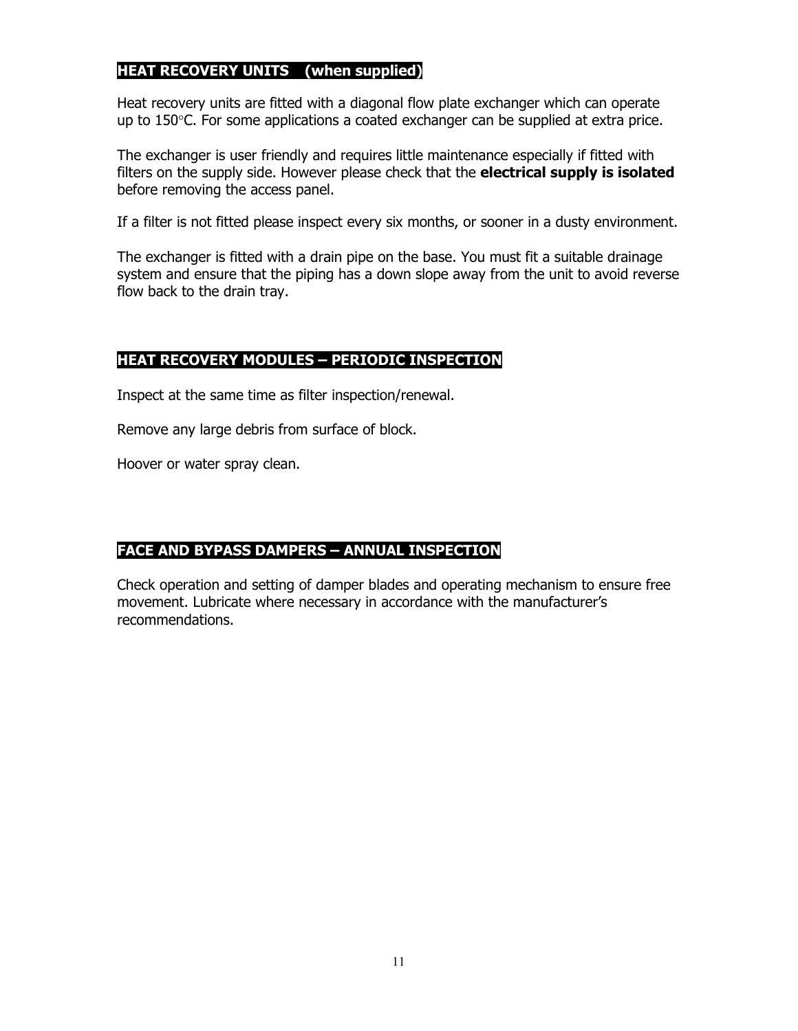## HEAT RECOVERY UNITS (when supplied)

Heat recovery units are fitted with a diagonal flow plate exchanger which can operate up to 150°C. For some applications a coated exchanger can be supplied at extra price.

The exchanger is user friendly and requires little maintenance especially if fitted with filters on the supply side. However please check that the **electrical supply is isolated** before removing the access panel.

If a filter is not fitted please inspect every six months, or sooner in a dusty environment.

The exchanger is fitted with a drain pipe on the base. You must fit a suitable drainage system and ensure that the piping has a down slope away from the unit to avoid reverse flow back to the drain tray.

## HEAT RECOVERY MODULES – PERIODIC INSPECTION

Inspect at the same time as filter inspection/renewal.

Remove any large debris from surface of block.

Hoover or water spray clean.

## FACE AND BYPASS DAMPERS – ANNUAL INSPECTION

Check operation and setting of damper blades and operating mechanism to ensure free movement. Lubricate where necessary in accordance with the manufacturer's recommendations.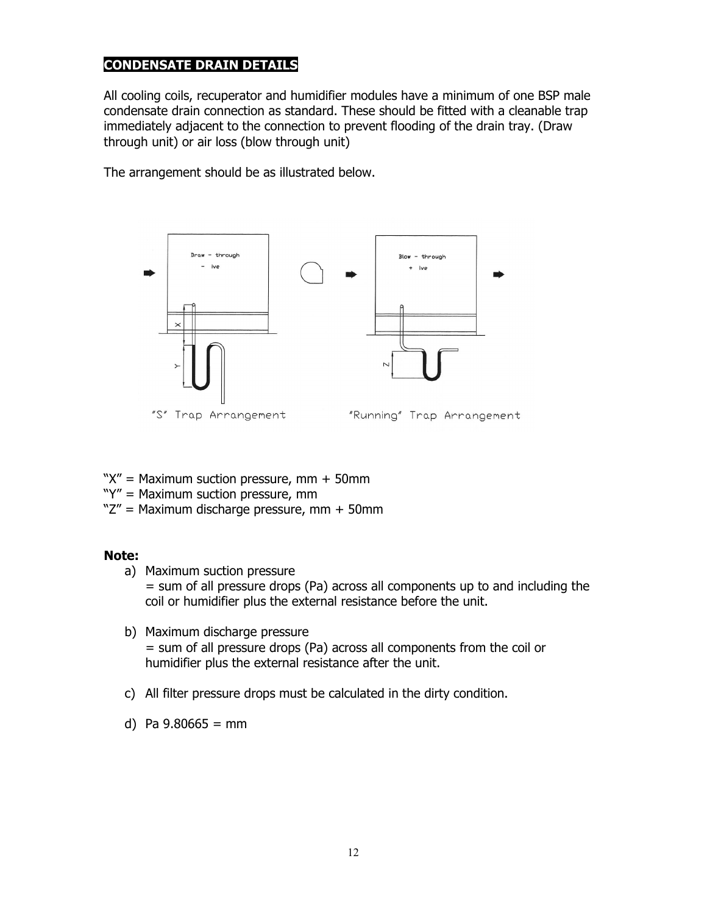## CONDENSATE DRAIN DETAILS

All cooling coils, recuperator and humidifier modules have a minimum of one BSP male condensate drain connection as standard. These should be fitted with a cleanable trap immediately adjacent to the connection to prevent flooding of the drain tray. (Draw through unit) or air loss (blow through unit)

The arrangement should be as illustrated below.

"S" Trap Arrangement

"Running" Trap Arrangement

"X" = Maximum suction pressure, mm + 50mm
"Y" = Maximum suction pressure, mm
"Z" = Maximum discharge pressure, mm + 50mm

**Note:**

a) Maximum suction pressure
= sum of all pressure drops (Pa) across all components up to and including the coil or humidifier plus the external resistance before the unit.

b) Maximum discharge pressure
= sum of all pressure drops (Pa) across all components from the coil or humidifier plus the external resistance after the unit.

c) All filter pressure drops must be calculated in the dirty condition.

d) Pa 9.80665 = mm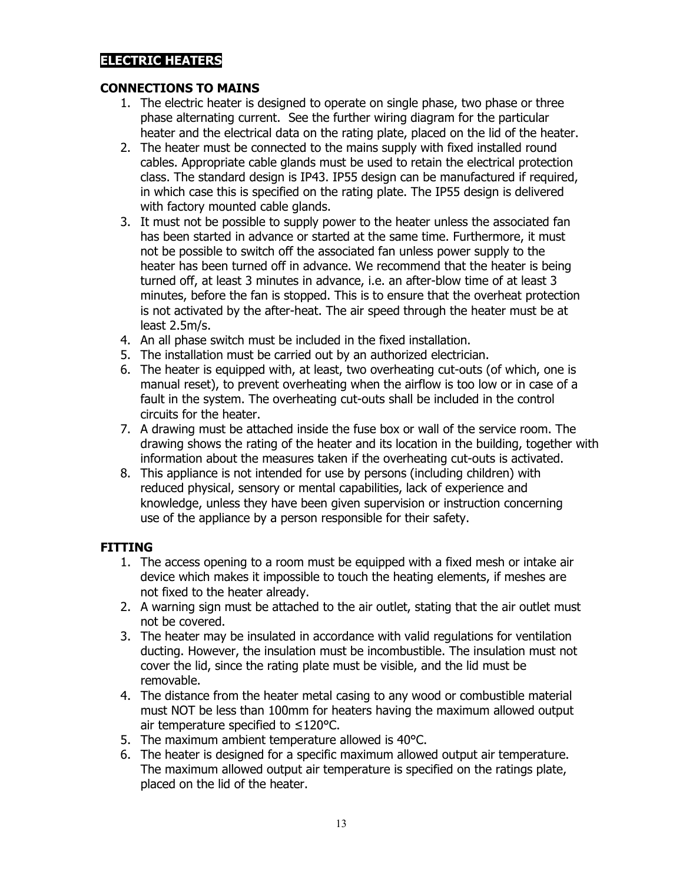## ELECTRIC HEATERS

### CONNECTIONS TO MAINS

1. The electric heater is designed to operate on single phase, two phase or three phase alternating current. See the further wiring diagram for the particular heater and the electrical data on the rating plate, placed on the lid of the heater.
2. The heater must be connected to the mains supply with fixed installed round cables. Appropriate cable glands must be used to retain the electrical protection class. The standard design is IP43. IP55 design can be manufactured if required, in which case this is specified on the rating plate. The IP55 design is delivered with factory mounted cable glands.
3. It must not be possible to supply power to the heater unless the associated fan has been started in advance or started at the same time. Furthermore, it must not be possible to switch off the associated fan unless power supply to the heater has been turned off in advance. We recommend that the heater is being turned off, at least 3 minutes in advance, i.e. an after-blow time of at least 3 minutes, before the fan is stopped. This is to ensure that the overheat protection is not activated by the after-heat. The air speed through the heater must be at least 2.5m/s.
4. An all phase switch must be included in the fixed installation.
5. The installation must be carried out by an authorized electrician.
6. The heater is equipped with, at least, two overheating cut-outs (of which, one is manual reset), to prevent overheating when the airflow is too low or in case of a fault in the system. The overheating cut-outs shall be included in the control circuits for the heater.
7. A drawing must be attached inside the fuse box or wall of the service room. The drawing shows the rating of the heater and its location in the building, together with information about the measures taken if the overheating cut-outs is activated.
8. This appliance is not intended for use by persons (including children) with reduced physical, sensory or mental capabilities, lack of experience and knowledge, unless they have been given supervision or instruction concerning use of the appliance by a person responsible for their safety.

### FITTING

1. The access opening to a room must be equipped with a fixed mesh or intake air device which makes it impossible to touch the heating elements, if meshes are not fixed to the heater already.
2. A warning sign must be attached to the air outlet, stating that the air outlet must not be covered.
3. The heater may be insulated in accordance with valid regulations for ventilation ducting. However, the insulation must be incombustible. The insulation must not cover the lid, since the rating plate must be visible, and the lid must be removable.
4. The distance from the heater metal casing to any wood or combustible material must NOT be less than 100mm for heaters having the maximum allowed output air temperature specified to ≤120°C.
5. The maximum ambient temperature allowed is 40°C.
6. The heater is designed for a specific maximum allowed output air temperature. The maximum allowed output air temperature is specified on the ratings plate, placed on the lid of the heater.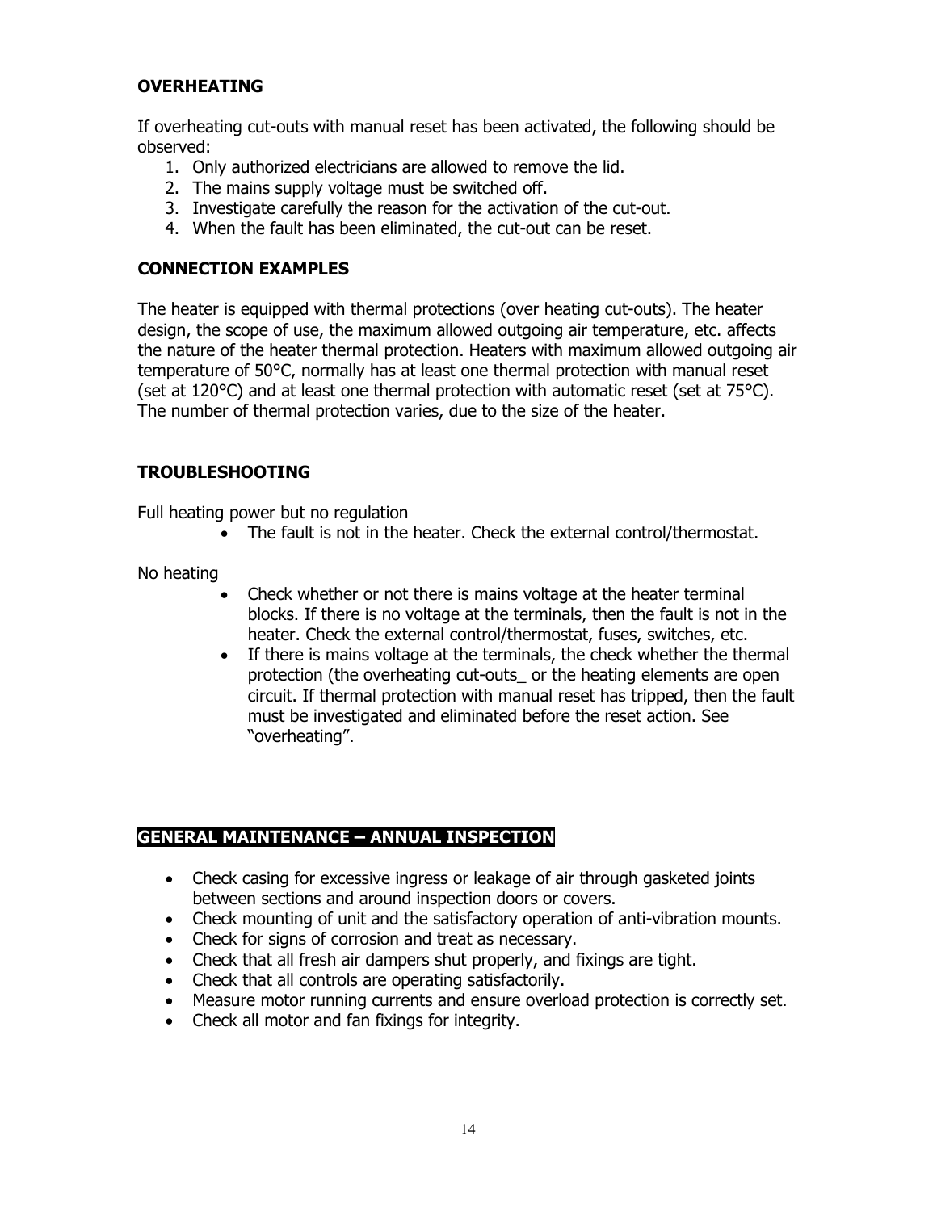## OVERHEATING

If overheating cut-outs with manual reset has been activated, the following should be observed:

1. Only authorized electricians are allowed to remove the lid.
2. The mains supply voltage must be switched off.
3. Investigate carefully the reason for the activation of the cut-out.
4. When the fault has been eliminated, the cut-out can be reset.

## CONNECTION EXAMPLES

The heater is equipped with thermal protections (over heating cut-outs). The heater design, the scope of use, the maximum allowed outgoing air temperature, etc. affects the nature of the heater thermal protection. Heaters with maximum allowed outgoing air temperature of 50°C, normally has at least one thermal protection with manual reset (set at 120°C) and at least one thermal protection with automatic reset (set at 75°C). The number of thermal protection varies, due to the size of the heater.

## TROUBLESHOOTING

Full heating power but no regulation

- The fault is not in the heater. Check the external control/thermostat.

No heating

- Check whether or not there is mains voltage at the heater terminal blocks. If there is no voltage at the terminals, then the fault is not in the heater. Check the external control/thermostat, fuses, switches, etc.
- If there is mains voltage at the terminals, the check whether the thermal protection (the overheating cut-outs_ or the heating elements are open circuit. If thermal protection with manual reset has tripped, then the fault must be investigated and eliminated before the reset action. See "overheating".

## GENERAL MAINTENANCE – ANNUAL INSPECTION

- Check casing for excessive ingress or leakage of air through gasketed joints between sections and around inspection doors or covers.
- Check mounting of unit and the satisfactory operation of anti-vibration mounts.
- Check for signs of corrosion and treat as necessary.
- Check that all fresh air dampers shut properly, and fixings are tight.
- Check that all controls are operating satisfactorily.
- Measure motor running currents and ensure overload protection is correctly set.
- Check all motor and fan fixings for integrity.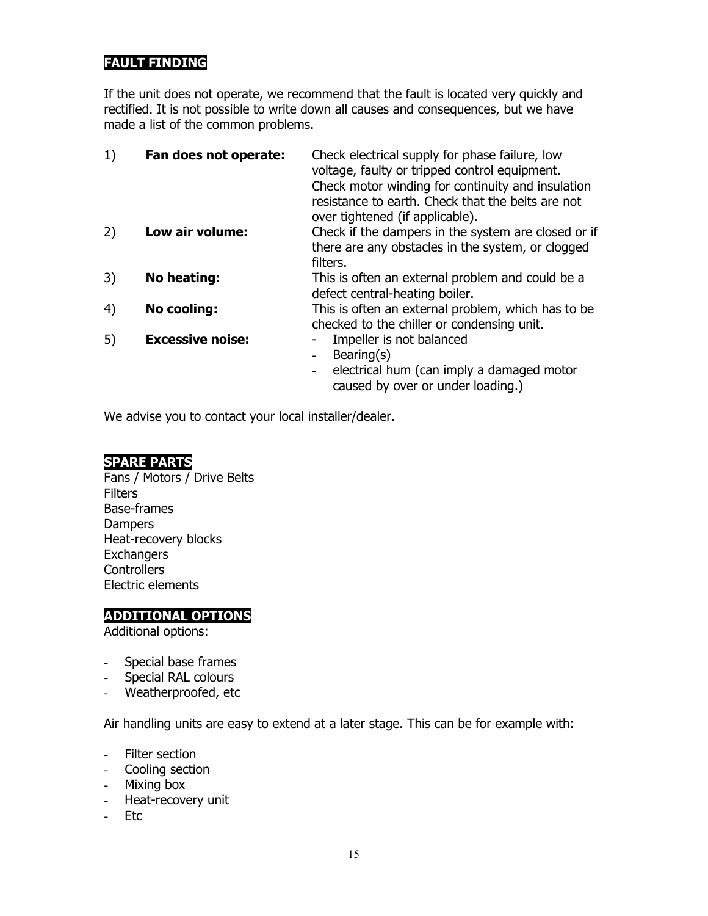## FAULT FINDING

If the unit does not operate, we recommend that the fault is located very quickly and rectified. It is not possible to write down all causes and consequences, but we have made a list of the common problems.

1) **Fan does not operate:** Check electrical supply for phase failure, low voltage, faulty or tripped control equipment. Check motor winding for continuity and insulation resistance to earth. Check that the belts are not over tightened (if applicable).

2) **Low air volume:** Check if the dampers in the system are closed or if there are any obstacles in the system, or clogged filters.

3) **No heating:** This is often an external problem and could be a defect central-heating boiler.

4) **No cooling:** This is often an external problem, which has to be checked to the chiller or condensing unit.

5) **Excessive noise:**
   - Impeller is not balanced
   - Bearing(s)
   - electrical hum (can imply a damaged motor caused by over or under loading.)

We advise you to contact your local installer/dealer.

## SPARE PARTS

Fans / Motors / Drive Belts
Filters
Base-frames
Dampers
Heat-recovery blocks
Exchangers
Controllers
Electric elements

## ADDITIONAL OPTIONS

Additional options:

- Special base frames
- Special RAL colours
- Weatherproofed, etc

Air handling units are easy to extend at a later stage. This can be for example with:

- Filter section
- Cooling section
- Mixing box
- Heat-recovery unit
- Etc